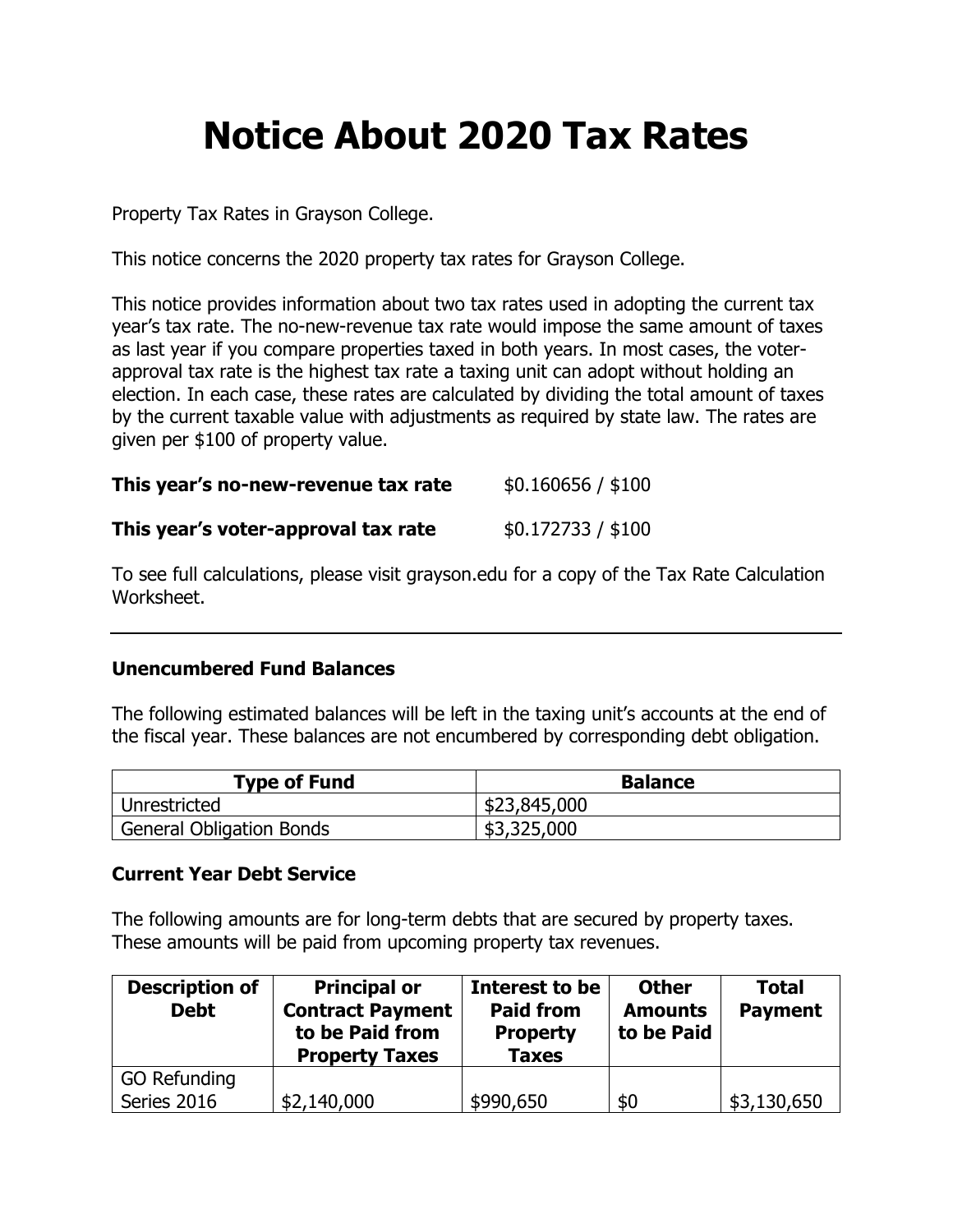# Notice About 2020 Tax Rates

Property Tax Rates in Grayson College.

This notice concerns the 2020 property tax rates for Grayson College.

This notice provides information about two tax rates used in adopting the current tax year's tax rate. The no-new-revenue tax rate would impose the same amount of taxes as last year if you compare properties taxed in both years. In most cases, the voter-approval tax rate is the highest tax rate a taxing unit can adopt without holding an election. In each case, these rates are calculated by dividing the total amount of taxes by the current taxable value with adjustments as required by state law. The rates are given per $100 of property value.

**This year's no-new-revenue tax rate** $0.160656 / $100

**This year's voter-approval tax rate** $0.172733 / $100

To see full calculations, please visit grayson.edu for a copy of the Tax Rate Calculation Worksheet.

---

**Unencumbered Fund Balances**

The following estimated balances will be left in the taxing unit's accounts at the end of the fiscal year. These balances are not encumbered by corresponding debt obligation.

| Type of Fund | Balance |
|---|---|
| Unrestricted | $23,845,000 |
| General Obligation Bonds | $3,325,000 |

**Current Year Debt Service**

The following amounts are for long-term debts that are secured by property taxes. These amounts will be paid from upcoming property tax revenues.

| Description of Debt | Principal or Contract Payment to be Paid from Property Taxes | Interest to be Paid from Property Taxes | Other Amounts to be Paid | Total Payment |
|---|---|---|---|---|
| GO Refunding Series 2016 | $2,140,000 | $990,650 | $0 | $3,130,650 |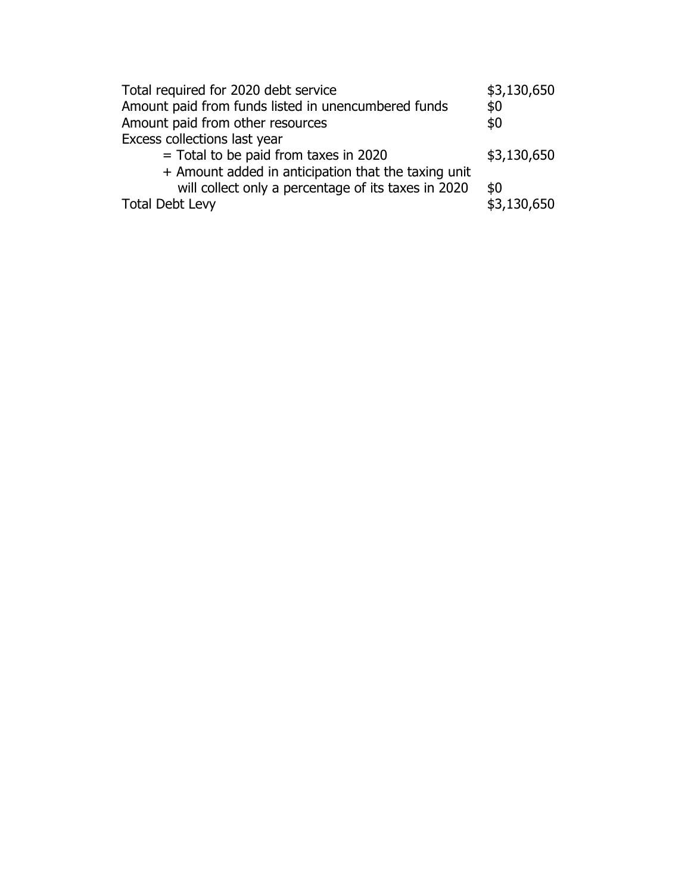| | |
|---|---|
| Total required for 2020 debt service | \$3,130,650 |
| Amount paid from funds listed in unencumbered funds | \$0 |
| Amount paid from other resources | \$0 |
| Excess collections last year | |
| = Total to be paid from taxes in 2020 | \$3,130,650 |
| + Amount added in anticipation that the taxing unit will collect only a percentage of its taxes in 2020 | \$0 |
| Total Debt Levy | \$3,130,650 |